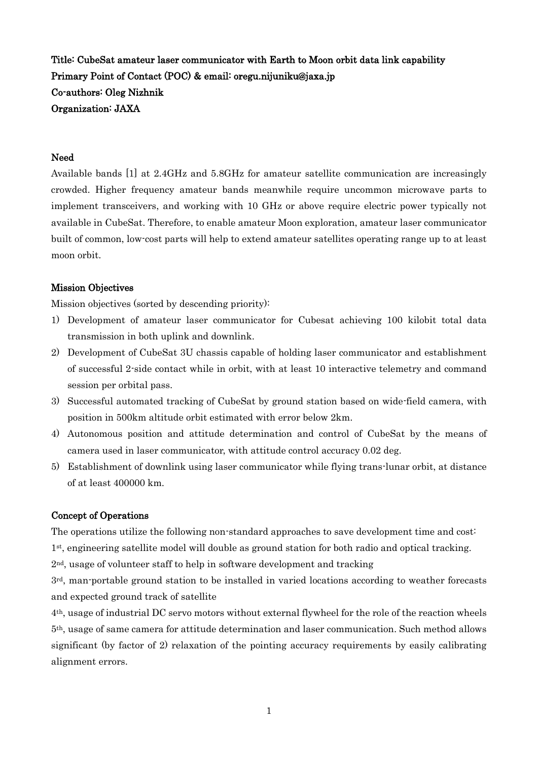**Title: CubeSat amateur laser communicator with Earth to Moon orbit data link capability**
**Primary Point of Contact (POC) & email: oregu.nijuniku@jaxa.jp**
**Co-authors: Oleg Nizhnik**
**Organization: JAXA**

## Need

Available bands [1] at 2.4GHz and 5.8GHz for amateur satellite communication are increasingly crowded. Higher frequency amateur bands meanwhile require uncommon microwave parts to implement transceivers, and working with 10 GHz or above require electric power typically not available in CubeSat. Therefore, to enable amateur Moon exploration, amateur laser communicator built of common, low-cost parts will help to extend amateur satellites operating range up to at least moon orbit.

## Mission Objectives

Mission objectives (sorted by descending priority):

1) Development of amateur laser communicator for Cubesat achieving 100 kilobit total data transmission in both uplink and downlink.
2) Development of CubeSat 3U chassis capable of holding laser communicator and establishment of successful 2-side contact while in orbit, with at least 10 interactive telemetry and command session per orbital pass.
3) Successful automated tracking of CubeSat by ground station based on wide-field camera, with position in 500km altitude orbit estimated with error below 2km.
4) Autonomous position and attitude determination and control of CubeSat by the means of camera used in laser communicator, with attitude control accuracy 0.02 deg.
5) Establishment of downlink using laser communicator while flying trans-lunar orbit, at distance of at least 400000 km.

## Concept of Operations

The operations utilize the following non-standard approaches to save development time and cost:

1st, engineering satellite model will double as ground station for both radio and optical tracking.

2nd, usage of volunteer staff to help in software development and tracking

3rd, man-portable ground station to be installed in varied locations according to weather forecasts and expected ground track of satellite

4th, usage of industrial DC servo motors without external flywheel for the role of the reaction wheels

5th, usage of same camera for attitude determination and laser communication. Such method allows significant (by factor of 2) relaxation of the pointing accuracy requirements by easily calibrating alignment errors.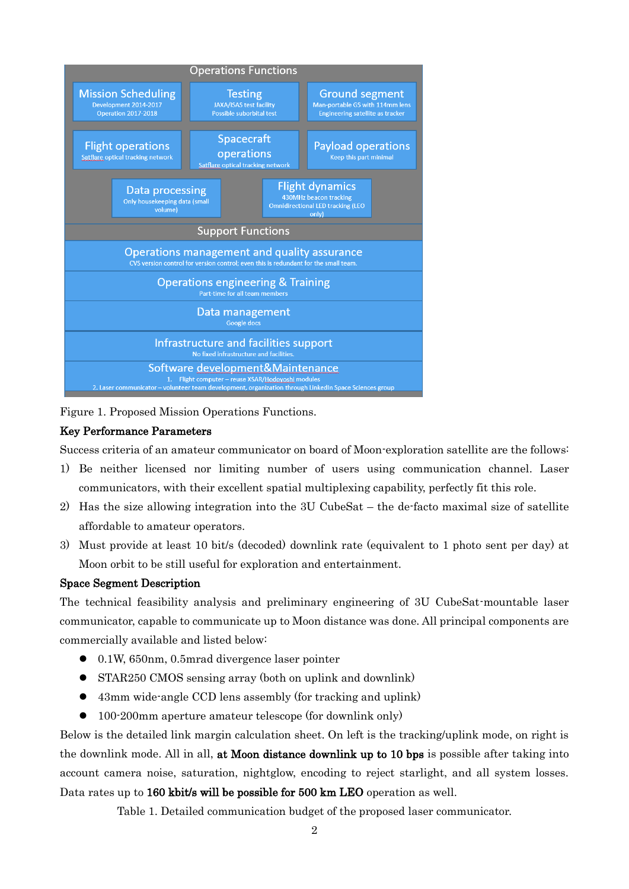**Operations Functions**

| Mission Scheduling | Testing | Ground segment |
|---|---|---|
| Development 2014-2017<br>Operation 2017-2018 | JAXA/ISAS test facility<br>Possible suborbital test | Man-portable GS with 114mm lens<br>Engineering satellite as tracker |

| Flight operations | Spacecraft operations | Payload operations |
|---|---|---|
| Satflare optical tracking network | Satflare optical tracking network | Keep this part minimal |

| Data processing | Flight dynamics |
|---|---|
| Only housekeeping data (small volume) | 430MHz beacon tracking<br>Omnidirectional LED tracking (LEO only) |

**Support Functions**

- **Operations management and quality assurance**
  CVS version control for version control; even this is redundant for the small team.
- **Operations engineering & Training**
  Part-time for all team members
- **Data management**
  Google docs
- **Infrastructure and facilities support**
  No fixed infrastructure and facilities.
- **Software development&Maintenance**
  1. Flight computer – reuse XSAR/Hodoyoshi modules
  2. Laser communicator – volunteer team development, organization through LinkedIn Space Sciences group

Figure 1. Proposed Mission Operations Functions.

**Key Performance Parameters**

Success criteria of an amateur communicator on board of Moon-exploration satellite are the follows:

1) Be neither licensed nor limiting number of users using communication channel. Laser communicators, with their excellent spatial multiplexing capability, perfectly fit this role.
2) Has the size allowing integration into the 3U CubeSat – the de-facto maximal size of satellite affordable to amateur operators.
3) Must provide at least 10 bit/s (decoded) downlink rate (equivalent to 1 photo sent per day) at Moon orbit to be still useful for exploration and entertainment.

**Space Segment Description**

The technical feasibility analysis and preliminary engineering of 3U CubeSat-mountable laser communicator, capable to communicate up to Moon distance was done. All principal components are commercially available and listed below:

- 0.1W, 650nm, 0.5mrad divergence laser pointer
- STAR250 CMOS sensing array (both on uplink and downlink)
- 43mm wide-angle CCD lens assembly (for tracking and uplink)
- 100-200mm aperture amateur telescope (for downlink only)

Below is the detailed link margin calculation sheet. On left is the tracking/uplink mode, on right is the downlink mode. All in all, **at Moon distance downlink up to 10 bps** is possible after taking into account camera noise, saturation, nightglow, encoding to reject starlight, and all system losses. Data rates up to **160 kbit/s will be possible for 500 km LEO** operation as well.

Table 1. Detailed communication budget of the proposed laser communicator.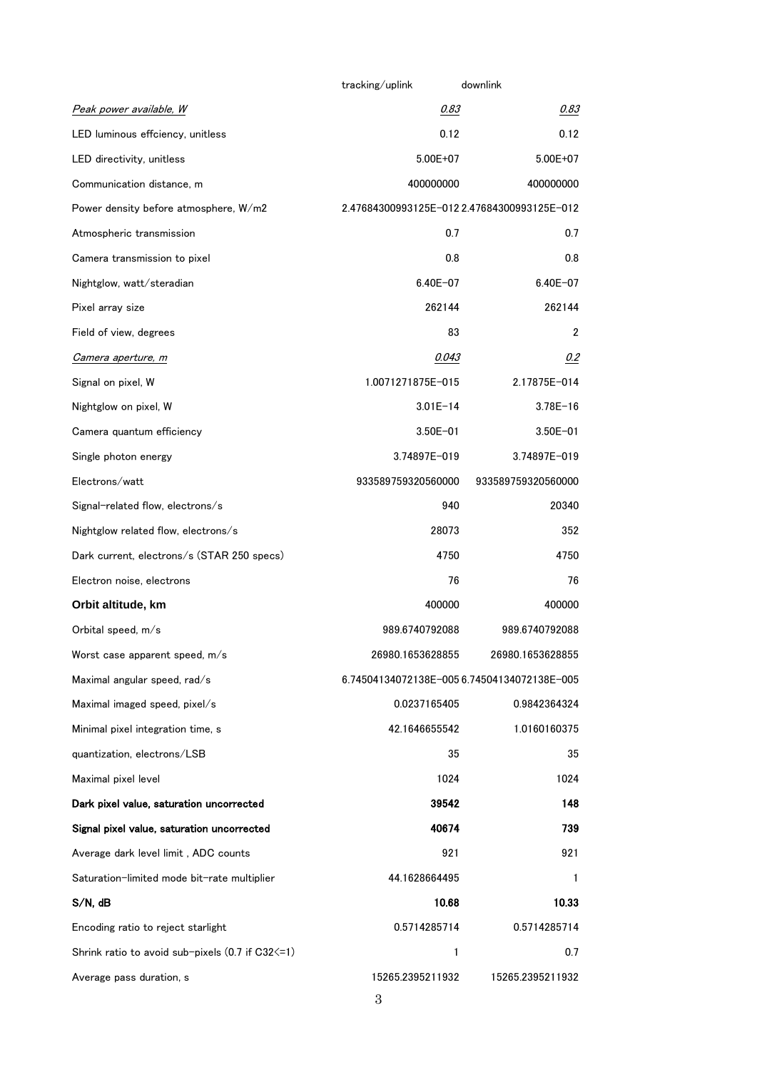| | tracking/uplink | downlink |
|---|---|---|
| *Peak power available, W* | *0.83* | *0.83* |
| LED luminous effciency, unitless | 0.12 | 0.12 |
| LED directivity, unitless | 5.00E+07 | 5.00E+07 |
| Communication distance, m | 400000000 | 400000000 |
| Power density before atmosphere, W/m2 | 2.47684300993125E-012 | 2.47684300993125E-012 |
| Atmospheric transmission | 0.7 | 0.7 |
| Camera transmission to pixel | 0.8 | 0.8 |
| Nightglow, watt/steradian | 6.40E-07 | 6.40E-07 |
| Pixel array size | 262144 | 262144 |
| Field of view, degrees | 83 | 2 |
| *Camera aperture, m* | *0.043* | *0.2* |
| Signal on pixel, W | 1.0071271875E-015 | 2.17875E-014 |
| Nightglow on pixel, W | 3.01E-14 | 3.78E-16 |
| Camera quantum efficiency | 3.50E-01 | 3.50E-01 |
| Single photon energy | 3.74897E-019 | 3.74897E-019 |
| Electrons/watt | 933589759320560000 | 933589759320560000 |
| Signal-related flow, electrons/s | 940 | 20340 |
| Nightglow related flow, electrons/s | 28073 | 352 |
| Dark current, electrons/s (STAR 250 specs) | 4750 | 4750 |
| Electron noise, electrons | 76 | 76 |
| **Orbit altitude, km** | 400000 | 400000 |
| Orbital speed, m/s | 989.6740792088 | 989.6740792088 |
| Worst case apparent speed, m/s | 26980.1653628855 | 26980.1653628855 |
| Maximal angular speed, rad/s | 6.74504134072138E-005 | 6.74504134072138E-005 |
| Maximal imaged speed, pixel/s | 0.0237165405 | 0.9842364324 |
| Minimal pixel integration time, s | 42.1646655542 | 1.0160160375 |
| quantization, electrons/LSB | 35 | 35 |
| Maximal pixel level | 1024 | 1024 |
| **Dark pixel value, saturation uncorrected** | **39542** | **148** |
| **Signal pixel value, saturation uncorrected** | **40674** | **739** |
| Average dark level limit , ADC counts | 921 | 921 |
| Saturation-limited mode bit-rate multiplier | 44.1628664495 | 1 |
| **S/N, dB** | **10.68** | **10.33** |
| Encoding ratio to reject starlight | 0.5714285714 | 0.5714285714 |
| Shrink ratio to avoid sub-pixels (0.7 if C32<=1) | 1 | 0.7 |
| Average pass duration, s | 15265.2395211932 | 15265.2395211932 |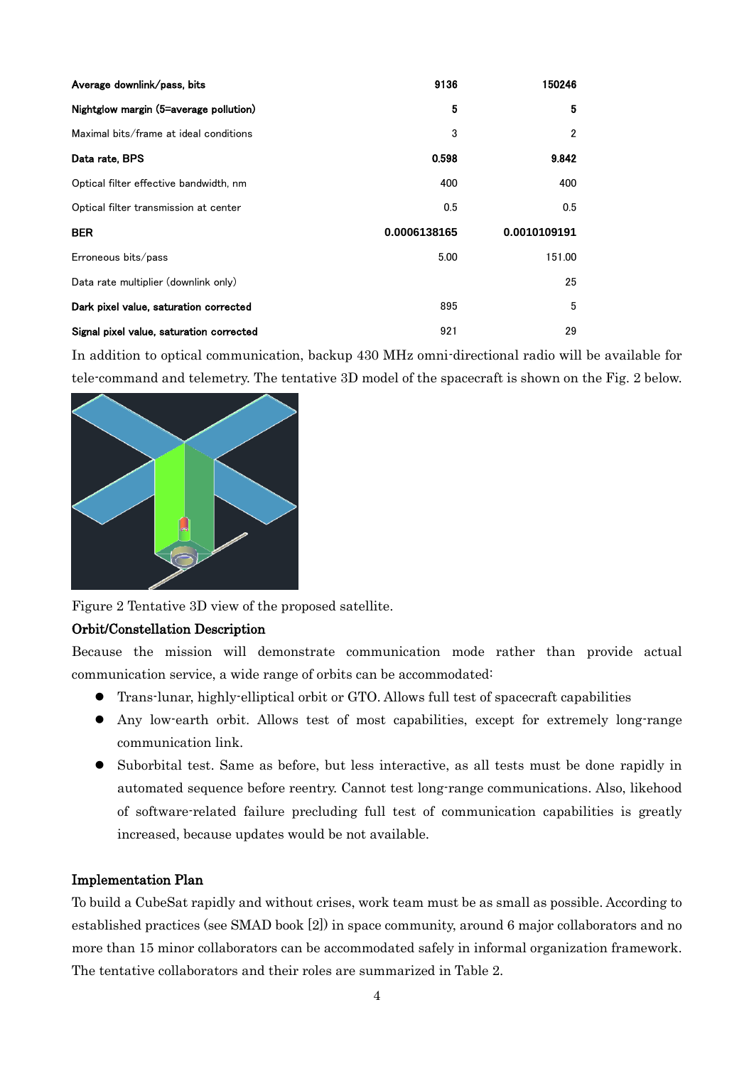| | | |
|---|---|---|
| **Average downlink/pass, bits** | **9136** | **150246** |
| **Nightglow margin (5=average pollution)** | **5** | **5** |
| Maximal bits/frame at ideal conditions | 3 | 2 |
| **Data rate, BPS** | **0.598** | **9.842** |
| Optical filter effective bandwidth, nm | 400 | 400 |
| Optical filter transmission at center | 0.5 | 0.5 |
| **BER** | **0.0006138165** | **0.0010109191** |
| Erroneous bits/pass | 5.00 | 151.00 |
| Data rate multiplier (downlink only) | | 25 |
| **Dark pixel value, saturation corrected** | 895 | 5 |
| **Signal pixel value, saturation corrected** | 921 | 29 |

In addition to optical communication, backup 430 MHz omni-directional radio will be available for tele-command and telemetry. The tentative 3D model of the spacecraft is shown on the Fig. 2 below.

Figure 2 Tentative 3D view of the proposed satellite.

### Orbit/Constellation Description

Because the mission will demonstrate communication mode rather than provide actual communication service, a wide range of orbits can be accommodated:

- Trans-lunar, highly-elliptical orbit or GTO. Allows full test of spacecraft capabilities
- Any low-earth orbit. Allows test of most capabilities, except for extremely long-range communication link.
- Suborbital test. Same as before, but less interactive, as all tests must be done rapidly in automated sequence before reentry. Cannot test long-range communications. Also, likehood of software-related failure precluding full test of communication capabilities is greatly increased, because updates would be not available.

### Implementation Plan

To build a CubeSat rapidly and without crises, work team must be as small as possible. According to established practices (see SMAD book [2]) in space community, around 6 major collaborators and no more than 15 minor collaborators can be accommodated safely in informal organization framework. The tentative collaborators and their roles are summarized in Table 2.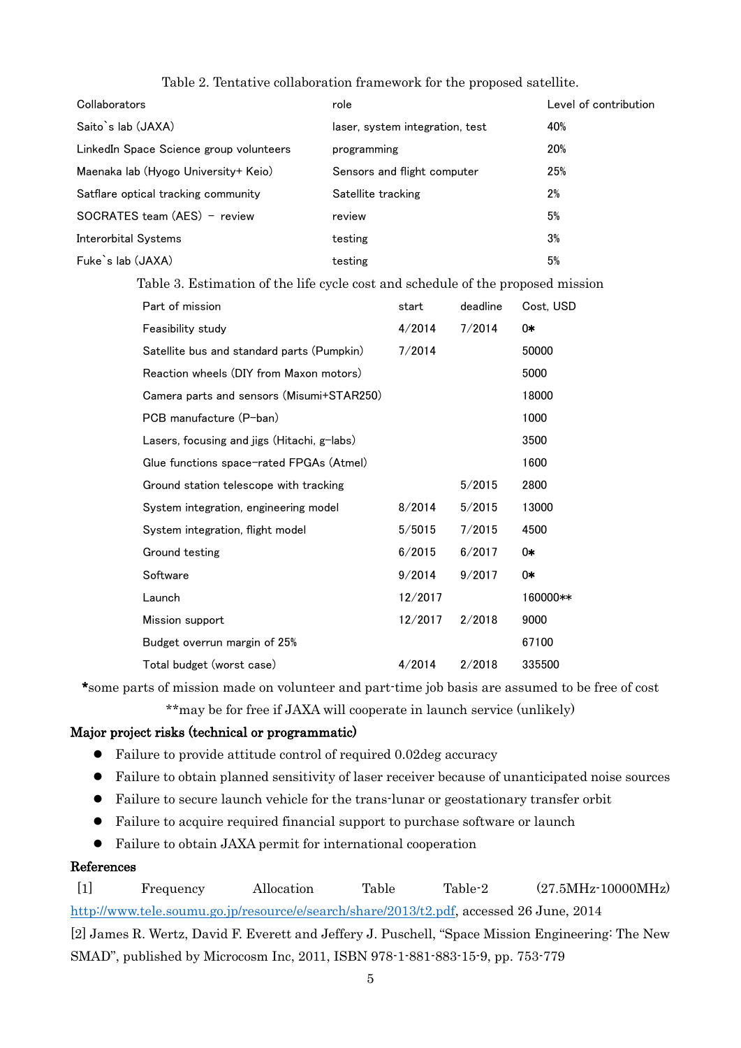Table 2. Tentative collaboration framework for the proposed satellite.

| Collaborators | role | Level of contribution |
|---|---|---|
| Saito`s lab (JAXA) | laser, system integration, test | 40% |
| LinkedIn Space Science group volunteers | programming | 20% |
| Maenaka lab (Hyogo University+ Keio) | Sensors and flight computer | 25% |
| Satflare optical tracking community | Satellite tracking | 2% |
| SOCRATES team (AES) – review | review | 5% |
| Interorbital Systems | testing | 3% |
| Fuke`s lab (JAXA) | testing | 5% |

Table 3. Estimation of the life cycle cost and schedule of the proposed mission

| Part of mission | start | deadline | Cost, USD |
|---|---|---|---|
| Feasibility study | 4/2014 | 7/2014 | 0* |
| Satellite bus and standard parts (Pumpkin) | 7/2014 | | 50000 |
| Reaction wheels (DIY from Maxon motors) | | | 5000 |
| Camera parts and sensors (Misumi+STAR250) | | | 18000 |
| PCB manufacture (P-ban) | | | 1000 |
| Lasers, focusing and jigs (Hitachi, g-labs) | | | 3500 |
| Glue functions space-rated FPGAs (Atmel) | | | 1600 |
| Ground station telescope with tracking | | 5/2015 | 2800 |
| System integration, engineering model | 8/2014 | 5/2015 | 13000 |
| System integration, flight model | 5/5015 | 7/2015 | 4500 |
| Ground testing | 6/2015 | 6/2017 | 0* |
| Software | 9/2014 | 9/2017 | 0* |
| Launch | 12/2017 | | 160000** |
| Mission support | 12/2017 | 2/2018 | 9000 |
| Budget overrun margin of 25% | | | 67100 |
| Total budget (worst case) | 4/2014 | 2/2018 | 335500 |

*some parts of mission made on volunteer and part-time job basis are assumed to be free of cost

**may be for free if JAXA will cooperate in launch service (unlikely)

## Major project risks (technical or programmatic)

- Failure to provide attitude control of required 0.02deg accuracy
- Failure to obtain planned sensitivity of laser receiver because of unanticipated noise sources
- Failure to secure launch vehicle for the trans-lunar or geostationary transfer orbit
- Failure to acquire required financial support to purchase software or launch
- Failure to obtain JAXA permit for international cooperation

## References

[1] Frequency Allocation Table Table-2 (27.5MHz-10000MHz) http://www.tele.soumu.go.jp/resource/e/search/share/2013/t2.pdf, accessed 26 June, 2014

[2] James R. Wertz, David F. Everett and Jeffery J. Puschell, "Space Mission Engineering: The New SMAD", published by Microcosm Inc, 2011, ISBN 978-1-881-883-15-9, pp. 753-779